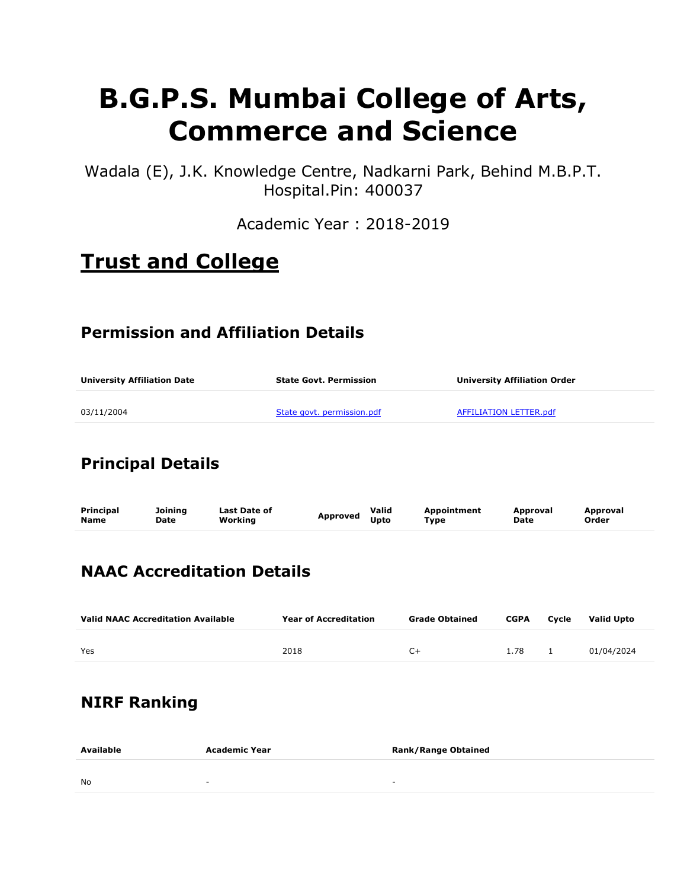# B.G.P.S. Mumbai College of Arts, Commerce and Science

Wadala (E), J.K. Knowledge Centre, Nadkarni Park, Behind M.B.P.T. Hospital.Pin: 400037

Academic Year : 2018-2019

## Trust and College

### Permission and Affiliation Details

| University Affiliation Date | State Govt. Permission | University Affiliation Order |
|---|---|---|
| 03/11/2004 | State govt. permission.pdf | AFFILIATION LETTER.pdf |

### Principal Details

| Principal Name | Joining Date | Last Date of Working | Approved | Valid Upto | Appointment Type | Approval Date | Approval Order |
|---|---|---|---|---|---|---|---|

### NAAC Accreditation Details

| Valid NAAC Accreditation Available | Year of Accreditation | Grade Obtained | CGPA | Cycle | Valid Upto |
|---|---|---|---|---|---|
| Yes | 2018 | C+ | 1.78 | 1 | 01/04/2024 |

### NIRF Ranking

| Available | Academic Year | Rank/Range Obtained |
|---|---|---|
| No | - | - |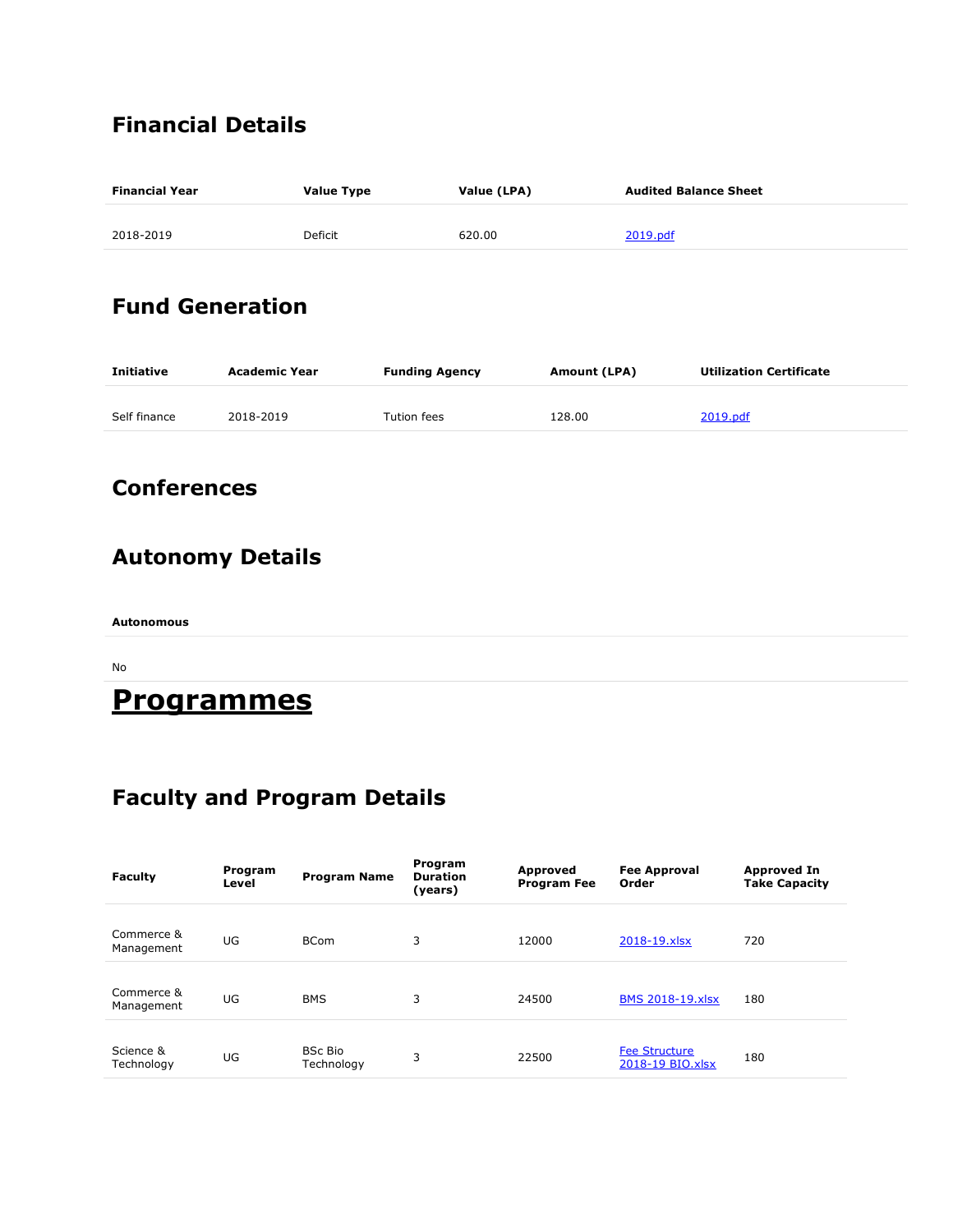## Financial Details

| Financial Year | Value Type | Value (LPA) | Audited Balance Sheet |
|---|---|---|---|
| 2018-2019 | Deficit | 620.00 | 2019.pdf |

## Fund Generation

| Initiative | Academic Year | Funding Agency | Amount (LPA) | Utilization Certificate |
|---|---|---|---|---|
| Self finance | 2018-2019 | Tution fees | 128.00 | 2019.pdf |

## Conferences

## Autonomy Details

| Autonomous |
|---|
| No |

# Programmes

## Faculty and Program Details

| Faculty | Program Level | Program Name | Program Duration (years) | Approved Program Fee | Fee Approval Order | Approved In Take Capacity |
|---|---|---|---|---|---|---|
| Commerce & Management | UG | BCom | 3 | 12000 | 2018-19.xlsx | 720 |
| Commerce & Management | UG | BMS | 3 | 24500 | BMS 2018-19.xlsx | 180 |
| Science & Technology | UG | BSc Bio Technology | 3 | 22500 | Fee Structure 2018-19 BIO.xlsx | 180 |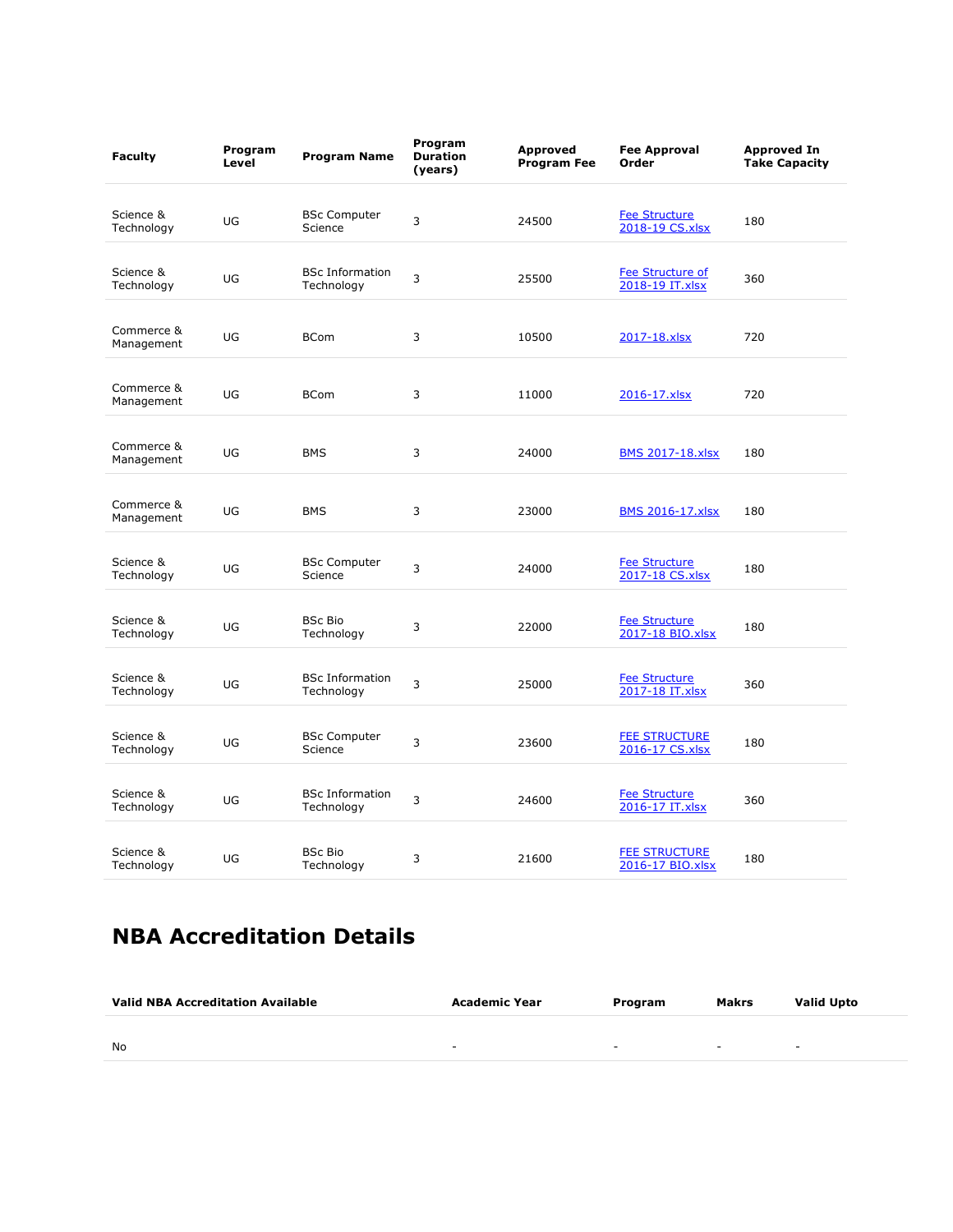| Faculty | Program Level | Program Name | Program Duration (years) | Approved Program Fee | Fee Approval Order | Approved In Take Capacity |
|---|---|---|---|---|---|---|
| Science & Technology | UG | BSc Computer Science | 3 | 24500 | Fee Structure 2018-19 CS.xlsx | 180 |
| Science & Technology | UG | BSc Information Technology | 3 | 25500 | Fee Structure of 2018-19 IT.xlsx | 360 |
| Commerce & Management | UG | BCom | 3 | 10500 | 2017-18.xlsx | 720 |
| Commerce & Management | UG | BCom | 3 | 11000 | 2016-17.xlsx | 720 |
| Commerce & Management | UG | BMS | 3 | 24000 | BMS 2017-18.xlsx | 180 |
| Commerce & Management | UG | BMS | 3 | 23000 | BMS 2016-17.xlsx | 180 |
| Science & Technology | UG | BSc Computer Science | 3 | 24000 | Fee Structure 2017-18 CS.xlsx | 180 |
| Science & Technology | UG | BSc Bio Technology | 3 | 22000 | Fee Structure 2017-18 BIO.xlsx | 180 |
| Science & Technology | UG | BSc Information Technology | 3 | 25000 | Fee Structure 2017-18 IT.xlsx | 360 |
| Science & Technology | UG | BSc Computer Science | 3 | 23600 | FEE STRUCTURE 2016-17 CS.xlsx | 180 |
| Science & Technology | UG | BSc Information Technology | 3 | 24600 | Fee Structure 2016-17 IT.xlsx | 360 |
| Science & Technology | UG | BSc Bio Technology | 3 | 21600 | FEE STRUCTURE 2016-17 BIO.xlsx | 180 |

# NBA Accreditation Details

| Valid NBA Accreditation Available | Academic Year | Program | Makrs | Valid Upto |
|---|---|---|---|---|
| No | - | - | - | - |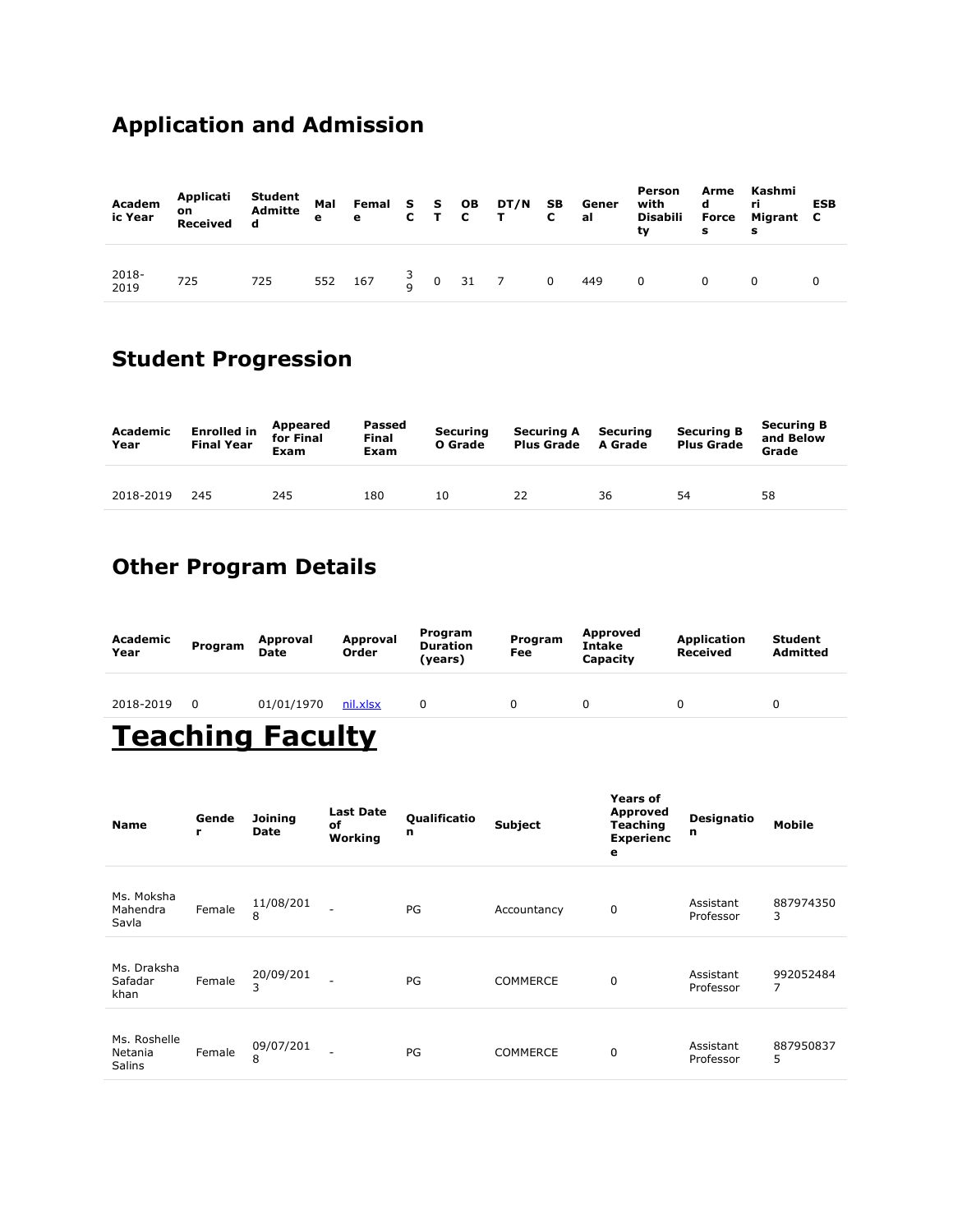## Application and Admission

| Academic Year | Application Received | Student Admitted | Male | Female | SC | ST | OBC | DT/NT | SBC | General | Person with Disability | Armed Forces | Kashmiri Migrants | ESBC |
|---|---|---|---|---|---|---|---|---|---|---|---|---|---|---|
| 2018-2019 | 725 | 725 | 552 | 167 | 39 | 0 | 31 | 7 | 0 | 449 | 0 | 0 | 0 | 0 |

## Student Progression

| Academic Year | Enrolled in Final Year | Appeared for Final Exam | Passed Final Exam | Securing O Grade | Securing A Plus Grade | Securing A Grade | Securing B Plus Grade | Securing B and Below Grade |
|---|---|---|---|---|---|---|---|---|
| 2018-2019 | 245 | 245 | 180 | 10 | 22 | 36 | 54 | 58 |

## Other Program Details

| Academic Year | Program | Approval Date | Approval Order | Program Duration (years) | Program Fee | Approved Intake Capacity | Application Received | Student Admitted |
|---|---|---|---|---|---|---|---|---|
| 2018-2019 | 0 | 01/01/1970 | nil.xlsx | 0 | 0 | 0 | 0 | 0 |

# Teaching Faculty

| Name | Gender | Joining Date | Last Date of Working | Qualification | Subject | Years of Approved Teaching Experience | Designation | Mobile |
|---|---|---|---|---|---|---|---|---|
| Ms. Moksha Mahendra Savla | Female | 11/08/2018 | - | PG | Accountancy | 0 | Assistant Professor | 8879743503 |
| Ms. Draksha Safadar khan | Female | 20/09/2013 | - | PG | COMMERCE | 0 | Assistant Professor | 9920524847 |
| Ms. Roshelle Netania Salins | Female | 09/07/2018 | - | PG | COMMERCE | 0 | Assistant Professor | 8879508375 |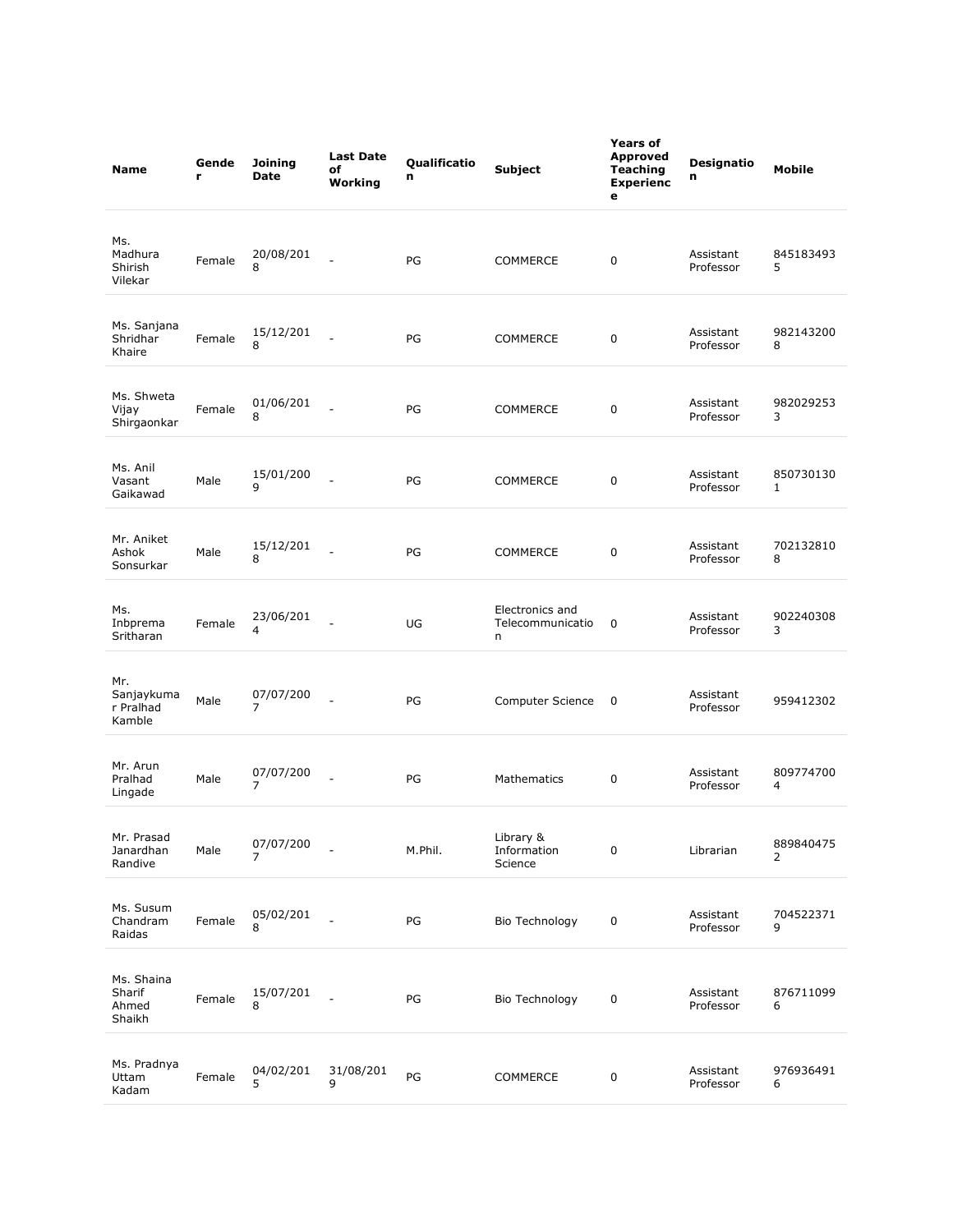| Name | Gender | Joining Date | Last Date of Working | Qualification | Subject | Years of Approved Teaching Experience | Designation | Mobile |
|---|---|---|---|---|---|---|---|---|
| Ms. Madhura Shirish Vilekar | Female | 20/08/2018 | - | PG | COMMERCE | 0 | Assistant Professor | 8451834935 |
| Ms. Sanjana Shridhar Khaire | Female | 15/12/2018 | - | PG | COMMERCE | 0 | Assistant Professor | 9821432008 |
| Ms. Shweta Vijay Shirgaonkar | Female | 01/06/2018 | - | PG | COMMERCE | 0 | Assistant Professor | 9820292533 |
| Ms. Anil Vasant Gaikawad | Male | 15/01/2009 | - | PG | COMMERCE | 0 | Assistant Professor | 8507301301 |
| Mr. Aniket Ashok Sonsurkar | Male | 15/12/2018 | - | PG | COMMERCE | 0 | Assistant Professor | 7021328108 |
| Ms. Inbprema Sritharan | Female | 23/06/2014 | - | UG | Electronics and Telecommunication | 0 | Assistant Professor | 9022403083 |
| Mr. Sanjaykumar Pralhad Kamble | Male | 07/07/2007 | - | PG | Computer Science | 0 | Assistant Professor | 959412302 |
| Mr. Arun Pralhad Lingade | Male | 07/07/2007 | - | PG | Mathematics | 0 | Assistant Professor | 8097747004 |
| Mr. Prasad Janardhan Randive | Male | 07/07/2007 | - | M.Phil. | Library & Information Science | 0 | Librarian | 8898404752 |
| Ms. Susum Chandram Raidas | Female | 05/02/2018 | - | PG | Bio Technology | 0 | Assistant Professor | 7045223719 |
| Ms. Shaina Sharif Ahmed Shaikh | Female | 15/07/2018 | - | PG | Bio Technology | 0 | Assistant Professor | 8767110996 |
| Ms. Pradnya Uttam Kadam | Female | 04/02/2015 | 31/08/2019 | PG | COMMERCE | 0 | Assistant Professor | 9769364916 |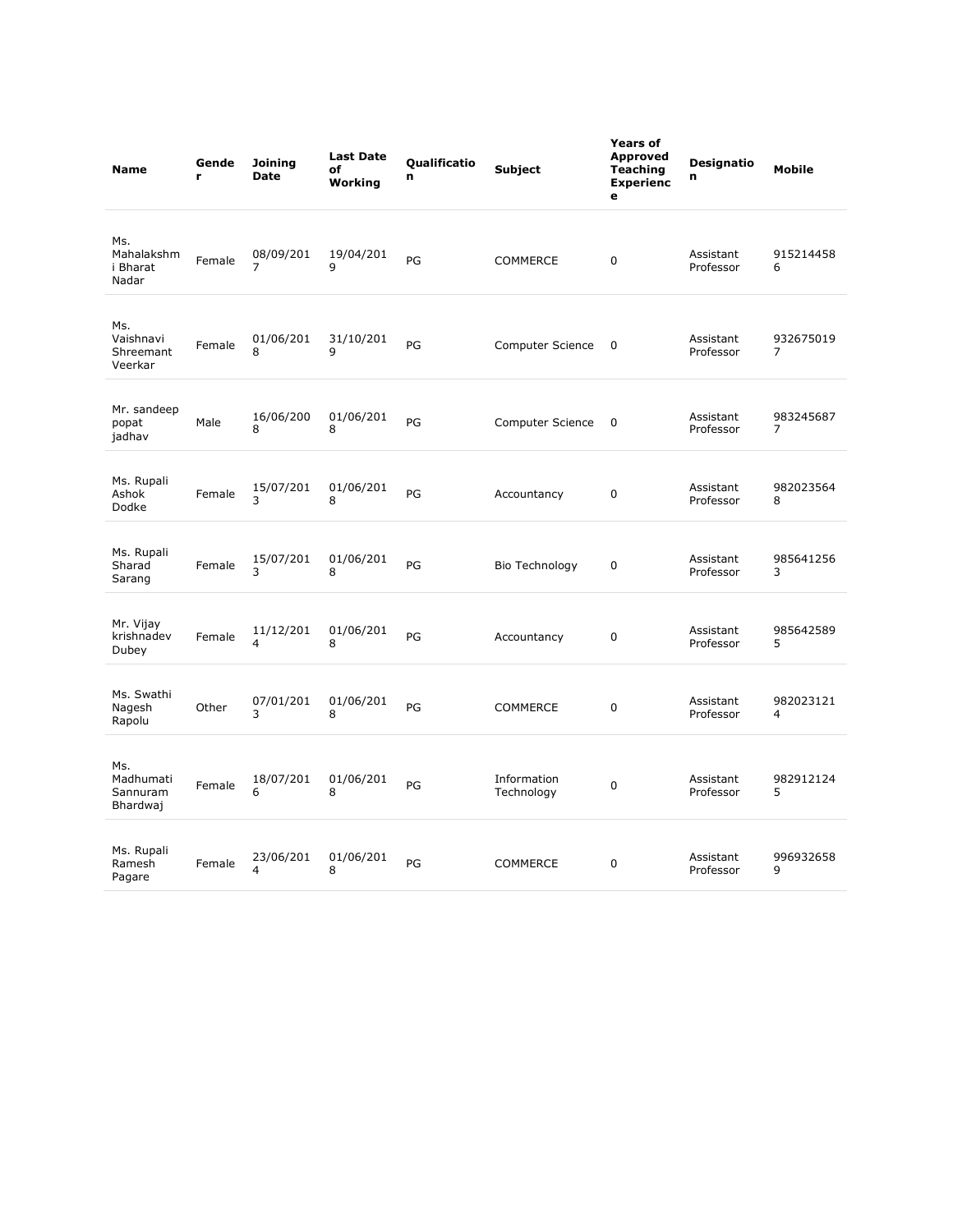| Name | Gender | Joining Date | Last Date of Working | Qualification | Subject | Years of Approved Teaching Experience | Designation | Mobile |
|---|---|---|---|---|---|---|---|---|
| Ms. Mahalakshmi Bharat Nadar | Female | 08/09/2017 | 19/04/2019 | PG | COMMERCE | 0 | Assistant Professor | 9152144586 |
| Ms. Vaishnavi Shreemant Veerkar | Female | 01/06/2018 | 31/10/2019 | PG | Computer Science | 0 | Assistant Professor | 9326750197 |
| Mr. sandeep popat jadhav | Male | 16/06/2008 | 01/06/2018 | PG | Computer Science | 0 | Assistant Professor | 9832456877 |
| Ms. Rupali Ashok Dodke | Female | 15/07/2013 | 01/06/2018 | PG | Accountancy | 0 | Assistant Professor | 9820235648 |
| Ms. Rupali Sharad Sarang | Female | 15/07/2013 | 01/06/2018 | PG | Bio Technology | 0 | Assistant Professor | 9856412563 |
| Mr. Vijay krishnadev Dubey | Female | 11/12/2014 | 01/06/2018 | PG | Accountancy | 0 | Assistant Professor | 9856425895 |
| Ms. Swathi Nagesh Rapolu | Other | 07/01/2013 | 01/06/2018 | PG | COMMERCE | 0 | Assistant Professor | 9820231214 |
| Ms. Madhumati Sannuram Bhardwaj | Female | 18/07/2016 | 01/06/2018 | PG | Information Technology | 0 | Assistant Professor | 9829121245 |
| Ms. Rupali Ramesh Pagare | Female | 23/06/2014 | 01/06/2018 | PG | COMMERCE | 0 | Assistant Professor | 9969326589 |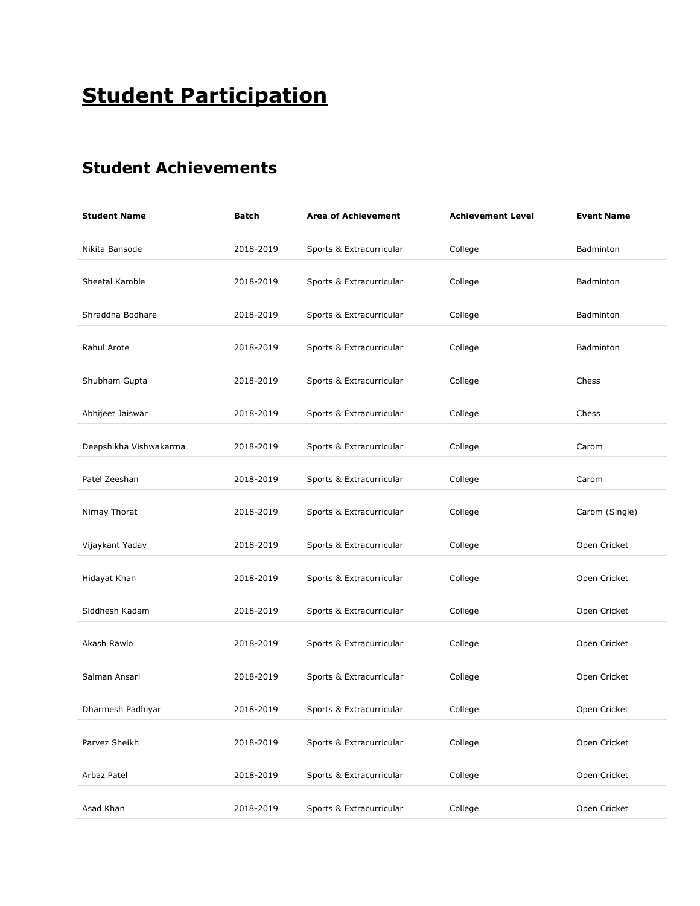# Student Participation

## Student Achievements

| Student Name | Batch | Area of Achievement | Achievement Level | Event Name |
|---|---|---|---|---|
| Nikita Bansode | 2018-2019 | Sports & Extracurricular | College | Badminton |
| Sheetal Kamble | 2018-2019 | Sports & Extracurricular | College | Badminton |
| Shraddha Bodhare | 2018-2019 | Sports & Extracurricular | College | Badminton |
| Rahul Arote | 2018-2019 | Sports & Extracurricular | College | Badminton |
| Shubham Gupta | 2018-2019 | Sports & Extracurricular | College | Chess |
| Abhijeet Jaiswar | 2018-2019 | Sports & Extracurricular | College | Chess |
| Deepshikha Vishwakarma | 2018-2019 | Sports & Extracurricular | College | Carom |
| Patel Zeeshan | 2018-2019 | Sports & Extracurricular | College | Carom |
| Nirnay Thorat | 2018-2019 | Sports & Extracurricular | College | Carom (Single) |
| Vijaykant Yadav | 2018-2019 | Sports & Extracurricular | College | Open Cricket |
| Hidayat Khan | 2018-2019 | Sports & Extracurricular | College | Open Cricket |
| Siddhesh Kadam | 2018-2019 | Sports & Extracurricular | College | Open Cricket |
| Akash Rawlo | 2018-2019 | Sports & Extracurricular | College | Open Cricket |
| Salman Ansari | 2018-2019 | Sports & Extracurricular | College | Open Cricket |
| Dharmesh Padhiyar | 2018-2019 | Sports & Extracurricular | College | Open Cricket |
| Parvez Sheikh | 2018-2019 | Sports & Extracurricular | College | Open Cricket |
| Arbaz Patel | 2018-2019 | Sports & Extracurricular | College | Open Cricket |
| Asad Khan | 2018-2019 | Sports & Extracurricular | College | Open Cricket |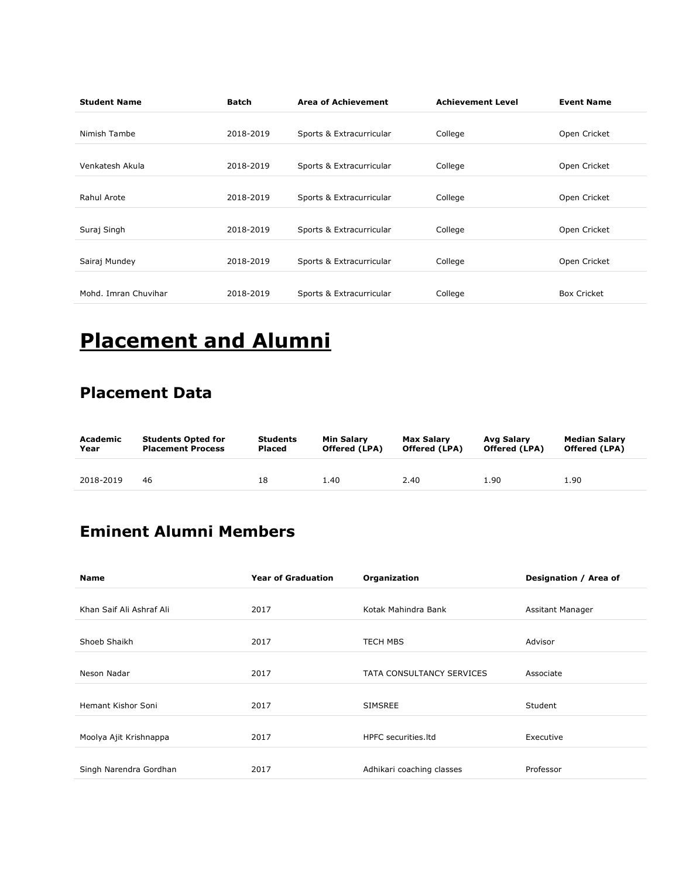| Student Name | Batch | Area of Achievement | Achievement Level | Event Name |
| --- | --- | --- | --- | --- |
| Nimish Tambe | 2018-2019 | Sports & Extracurricular | College | Open Cricket |
| Venkatesh Akula | 2018-2019 | Sports & Extracurricular | College | Open Cricket |
| Rahul Arote | 2018-2019 | Sports & Extracurricular | College | Open Cricket |
| Suraj Singh | 2018-2019 | Sports & Extracurricular | College | Open Cricket |
| Sairaj Mundey | 2018-2019 | Sports & Extracurricular | College | Open Cricket |
| Mohd. Imran Chuvihar | 2018-2019 | Sports & Extracurricular | College | Box Cricket |

# Placement and Alumni

## Placement Data

| Academic Year | Students Opted for Placement Process | Students Placed | Min Salary Offered (LPA) | Max Salary Offered (LPA) | Avg Salary Offered (LPA) | Median Salary Offered (LPA) |
| --- | --- | --- | --- | --- | --- | --- |
| 2018-2019 | 46 | 18 | 1.40 | 2.40 | 1.90 | 1.90 |

## Eminent Alumni Members

| Name | Year of Graduation | Organization | Designation / Area of |
| --- | --- | --- | --- |
| Khan Saif Ali Ashraf Ali | 2017 | Kotak Mahindra Bank | Assitant Manager |
| Shoeb Shaikh | 2017 | TECH MBS | Advisor |
| Neson Nadar | 2017 | TATA CONSULTANCY SERVICES | Associate |
| Hemant Kishor Soni | 2017 | SIMSREE | Student |
| Moolya Ajit Krishnappa | 2017 | HPFC securities.ltd | Executive |
| Singh Narendra Gordhan | 2017 | Adhikari coaching classes | Professor |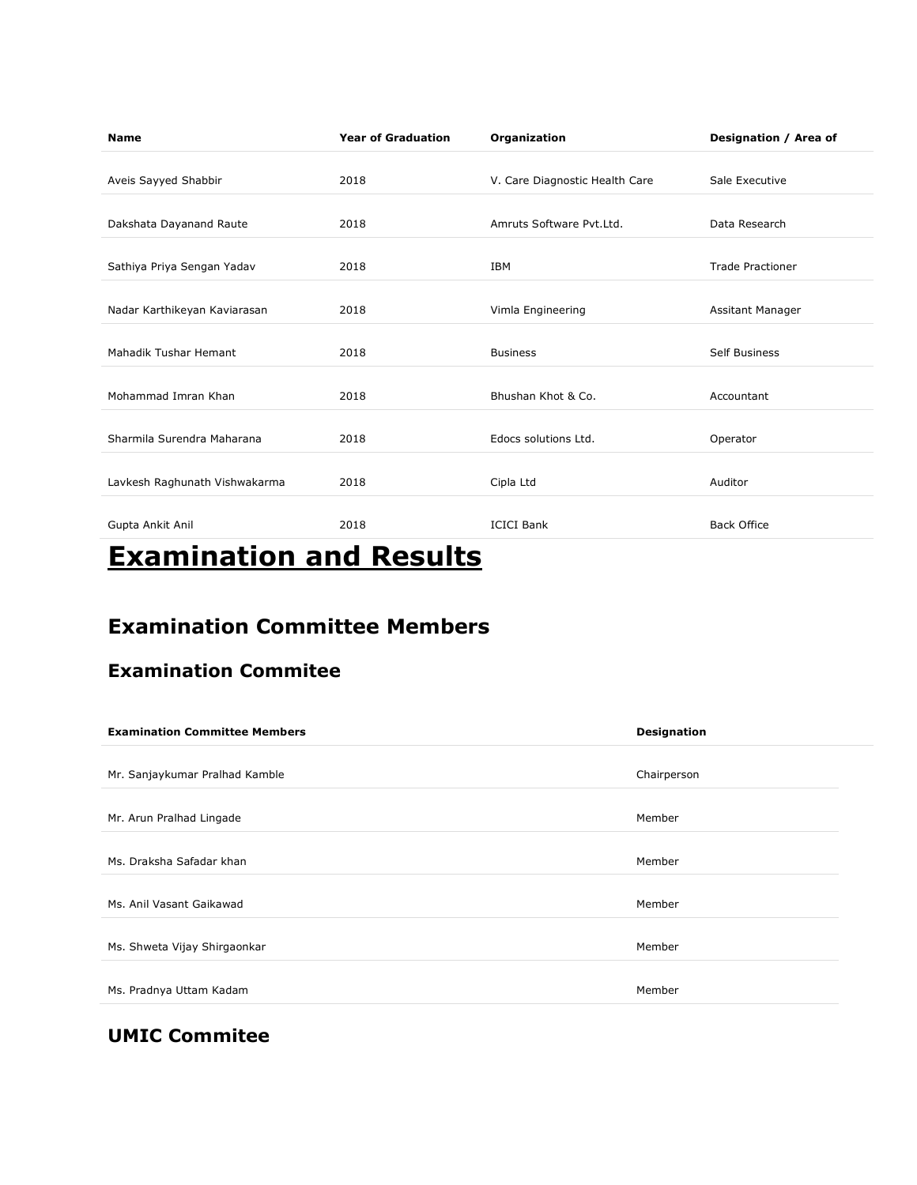| Name | Year of Graduation | Organization | Designation / Area of |
|---|---|---|---|
| Aveis Sayyed Shabbir | 2018 | V. Care Diagnostic Health Care | Sale Executive |
| Dakshata Dayanand Raute | 2018 | Amruts Software Pvt.Ltd. | Data Research |
| Sathiya Priya Sengan Yadav | 2018 | IBM | Trade Practioner |
| Nadar Karthikeyan Kaviarasan | 2018 | Vimla Engineering | Assitant Manager |
| Mahadik Tushar Hemant | 2018 | Business | Self Business |
| Mohammad Imran Khan | 2018 | Bhushan Khot & Co. | Accountant |
| Sharmila Surendra Maharana | 2018 | Edocs solutions Ltd. | Operator |
| Lavkesh Raghunath Vishwakarma | 2018 | Cipla Ltd | Auditor |
| Gupta Ankit Anil | 2018 | ICICI Bank | Back Office |

# Examination and Results

## Examination Committee Members

### Examination Commitee

| Examination Committee Members | Designation |
|---|---|
| Mr. Sanjaykumar Pralhad Kamble | Chairperson |
| Mr. Arun Pralhad Lingade | Member |
| Ms. Draksha Safadar khan | Member |
| Ms. Anil Vasant Gaikawad | Member |
| Ms. Shweta Vijay Shirgaonkar | Member |
| Ms. Pradnya Uttam Kadam | Member |

### UMIC Commitee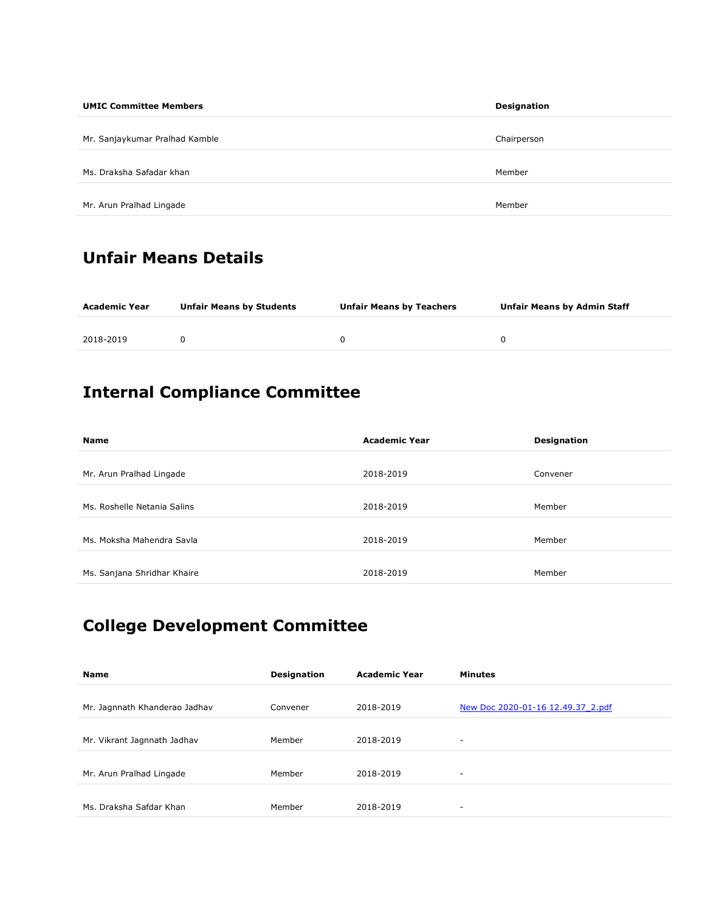| UMIC Committee Members | Designation |
| --- | --- |
| Mr. Sanjaykumar Pralhad Kamble | Chairperson |
| Ms. Draksha Safadar khan | Member |
| Mr. Arun Pralhad Lingade | Member |

## Unfair Means Details

| Academic Year | Unfair Means by Students | Unfair Means by Teachers | Unfair Means by Admin Staff |
| --- | --- | --- | --- |
| 2018-2019 | 0 | 0 | 0 |

## Internal Compliance Committee

| Name | Academic Year | Designation |
| --- | --- | --- |
| Mr. Arun Pralhad Lingade | 2018-2019 | Convener |
| Ms. Roshelle Netania Salins | 2018-2019 | Member |
| Ms. Moksha Mahendra Savla | 2018-2019 | Member |
| Ms. Sanjana Shridhar Khaire | 2018-2019 | Member |

## College Development Committee

| Name | Designation | Academic Year | Minutes |
| --- | --- | --- | --- |
| Mr. Jagnnath Khanderao Jadhav | Convener | 2018-2019 | New Doc 2020-01-16 12.49.37_2.pdf |
| Mr. Vikrant Jagnnath Jadhav | Member | 2018-2019 | - |
| Mr. Arun Pralhad Lingade | Member | 2018-2019 | - |
| Ms. Draksha Safdar Khan | Member | 2018-2019 | - |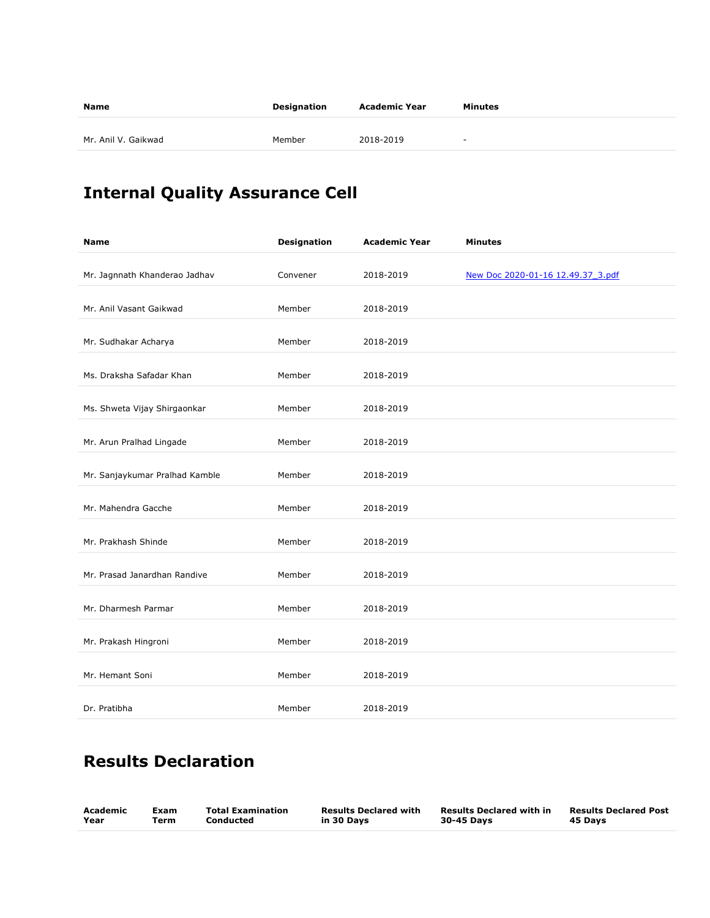| Name | Designation | Academic Year | Minutes |
|---|---|---|---|
| Mr. Anil V. Gaikwad | Member | 2018-2019 | - |

## Internal Quality Assurance Cell

| Name | Designation | Academic Year | Minutes |
|---|---|---|---|
| Mr. Jagnnath Khanderao Jadhav | Convener | 2018-2019 | New Doc 2020-01-16 12.49.37_3.pdf |
| Mr. Anil Vasant Gaikwad | Member | 2018-2019 | |
| Mr. Sudhakar Acharya | Member | 2018-2019 | |
| Ms. Draksha Safadar Khan | Member | 2018-2019 | |
| Ms. Shweta Vijay Shirgaonkar | Member | 2018-2019 | |
| Mr. Arun Pralhad Lingade | Member | 2018-2019 | |
| Mr. Sanjaykumar Pralhad Kamble | Member | 2018-2019 | |
| Mr. Mahendra Gacche | Member | 2018-2019 | |
| Mr. Prakhash Shinde | Member | 2018-2019 | |
| Mr. Prasad Janardhan Randive | Member | 2018-2019 | |
| Mr. Dharmesh Parmar | Member | 2018-2019 | |
| Mr. Prakash Hingroni | Member | 2018-2019 | |
| Mr. Hemant Soni | Member | 2018-2019 | |
| Dr. Pratibha | Member | 2018-2019 | |

## Results Declaration

| Academic Year | Exam Term | Total Examination Conducted | Results Declared with in 30 Days | Results Declared with in 30-45 Days | Results Declared Post 45 Days |
|---|---|---|---|---|---|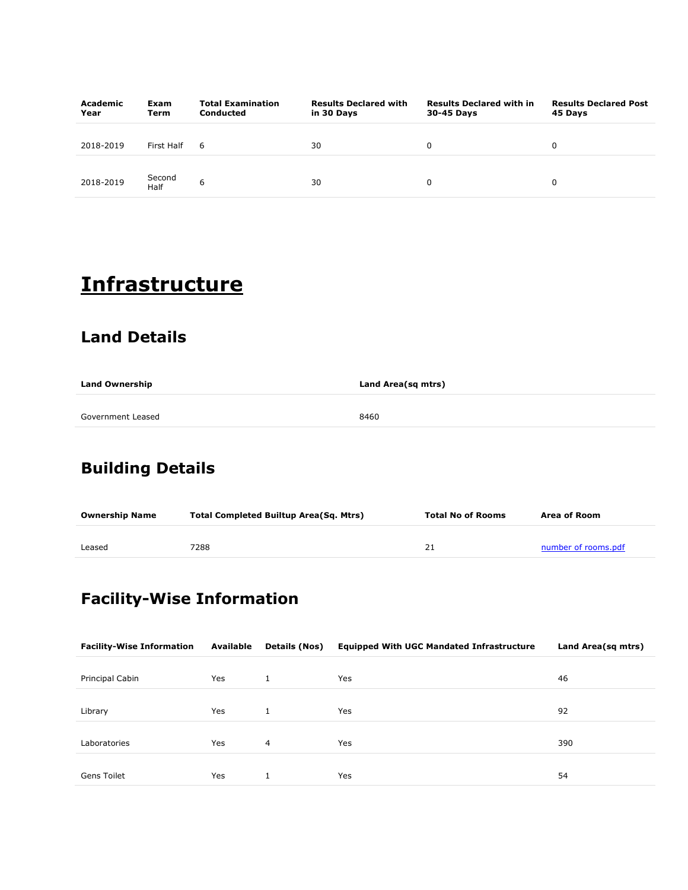| Academic Year | Exam Term | Total Examination Conducted | Results Declared with in 30 Days | Results Declared with in 30-45 Days | Results Declared Post 45 Days |
|---|---|---|---|---|---|
| 2018-2019 | First Half | 6 | 30 | 0 | 0 |
| 2018-2019 | Second Half | 6 | 30 | 0 | 0 |

# Infrastructure

## Land Details

| Land Ownership | Land Area(sq mtrs) |
|---|---|
| Government Leased | 8460 |

## Building Details

| Ownership Name | Total Completed Builtup Area(Sq. Mtrs) | Total No of Rooms | Area of Room |
|---|---|---|---|
| Leased | 7288 | 21 | number of rooms.pdf |

## Facility-Wise Information

| Facility-Wise Information | Available | Details (Nos) | Equipped With UGC Mandated Infrastructure | Land Area(sq mtrs) |
|---|---|---|---|---|
| Principal Cabin | Yes | 1 | Yes | 46 |
| Library | Yes | 1 | Yes | 92 |
| Laboratories | Yes | 4 | Yes | 390 |
| Gens Toilet | Yes | 1 | Yes | 54 |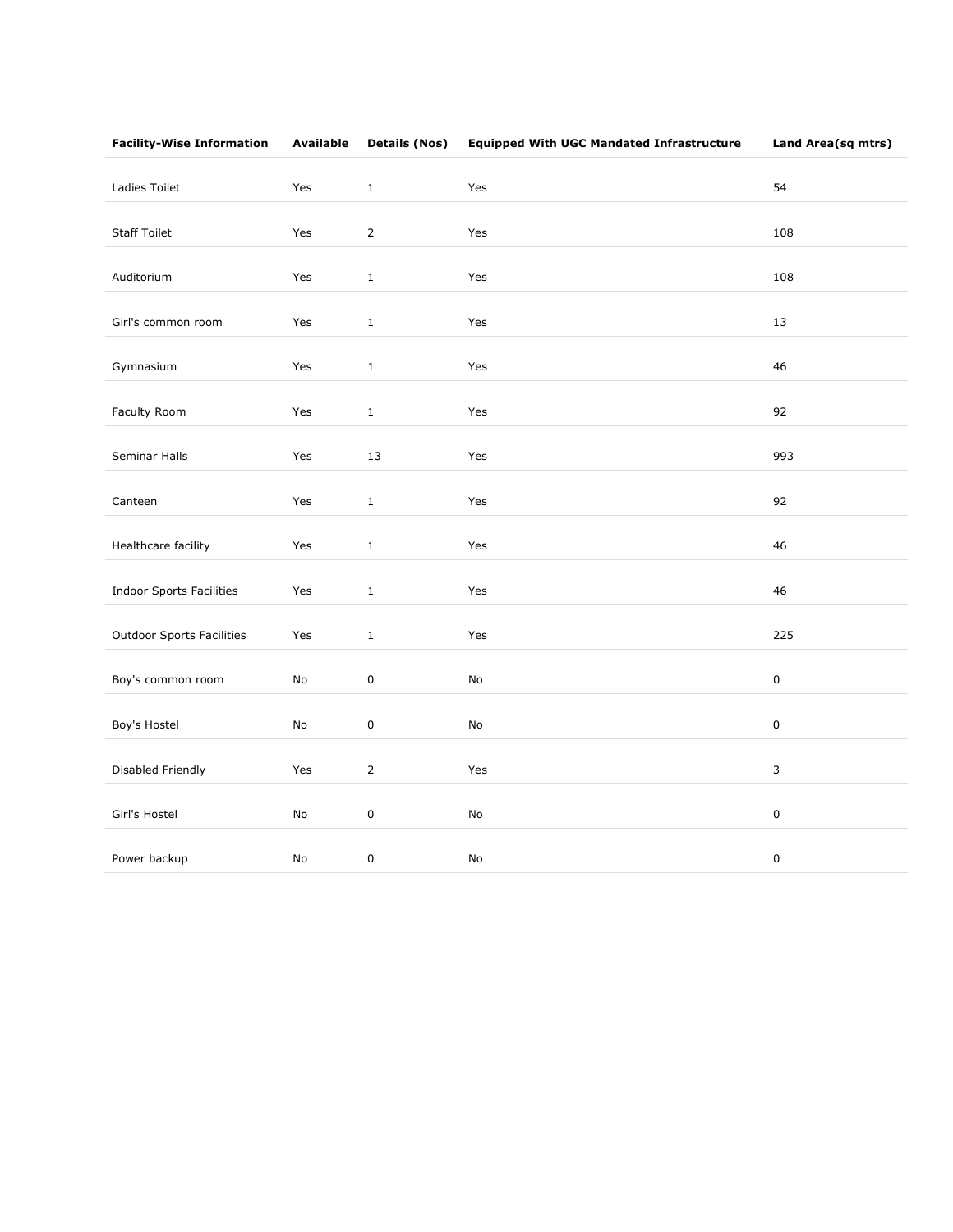| Facility-Wise Information | Available | Details (Nos) | Equipped With UGC Mandated Infrastructure | Land Area(sq mtrs) |
|---|---|---|---|---|
| Ladies Toilet | Yes | 1 | Yes | 54 |
| Staff Toilet | Yes | 2 | Yes | 108 |
| Auditorium | Yes | 1 | Yes | 108 |
| Girl's common room | Yes | 1 | Yes | 13 |
| Gymnasium | Yes | 1 | Yes | 46 |
| Faculty Room | Yes | 1 | Yes | 92 |
| Seminar Halls | Yes | 13 | Yes | 993 |
| Canteen | Yes | 1 | Yes | 92 |
| Healthcare facility | Yes | 1 | Yes | 46 |
| Indoor Sports Facilities | Yes | 1 | Yes | 46 |
| Outdoor Sports Facilities | Yes | 1 | Yes | 225 |
| Boy's common room | No | 0 | No | 0 |
| Boy's Hostel | No | 0 | No | 0 |
| Disabled Friendly | Yes | 2 | Yes | 3 |
| Girl's Hostel | No | 0 | No | 0 |
| Power backup | No | 0 | No | 0 |